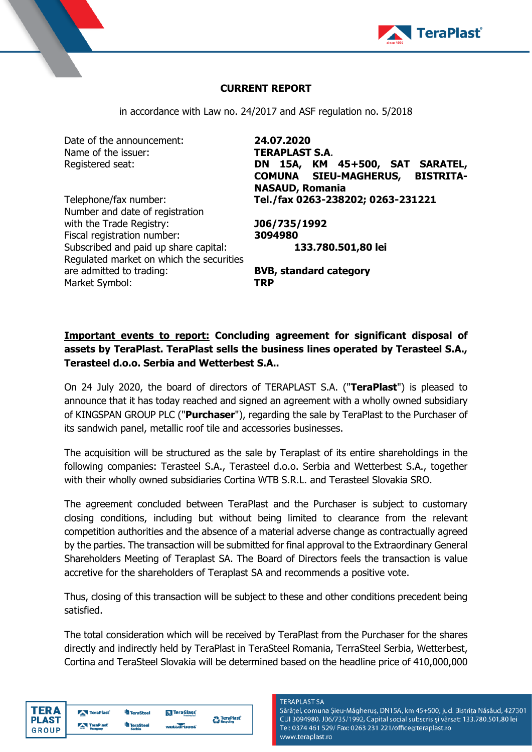# CURRENT REPORT

in accordance with Law no. 24/2017 and ASF regulation no. 5/2018

| | |
|---|---|
| Date of the announcement: | **24.07.2020** |
| Name of the issuer: | **TERAPLAST S.A.** |
| Registered seat: | **DN 15A, KM 45+500, SAT SARATEL, COMUNA SIEU-MAGHERUS, BISTRITA-NASAUD, Romania** |
| Telephone/fax number: | **Tel./fax 0263-238202; 0263-231221** |
| Number and date of registration with the Trade Registry: | **J06/735/1992** |
| Fiscal registration number: | **3094980** |
| Subscribed and paid up share capital: | **133.780.501,80 lei** |
| Regulated market on which the securities are admitted to trading: | **BVB, standard category** |
| Market Symbol: | **TRP** |

**Important events to report: Concluding agreement for significant disposal of assets by TeraPlast. TeraPlast sells the business lines operated by Terasteel S.A., Terasteel d.o.o. Serbia and Wetterbest S.A..**

On 24 July 2020, the board of directors of TERAPLAST S.A. ("**TeraPlast**") is pleased to announce that it has today reached and signed an agreement with a wholly owned subsidiary of KINGSPAN GROUP PLC ("**Purchaser**"), regarding the sale by TeraPlast to the Purchaser of its sandwich panel, metallic roof tile and accessories businesses.

The acquisition will be structured as the sale by Teraplast of its entire shareholdings in the following companies: Terasteel S.A., Terasteel d.o.o. Serbia and Wetterbest S.A., together with their wholly owned subsidiaries Cortina WTB S.R.L. and Terasteel Slovakia SRO.

The agreement concluded between TeraPlast and the Purchaser is subject to customary closing conditions, including but without being limited to clearance from the relevant competition authorities and the absence of a material adverse change as contractually agreed by the parties. The transaction will be submitted for final approval to the Extraordinary General Shareholders Meeting of Teraplast SA. The Board of Directors feels the transaction is value accretive for the shareholders of Teraplast SA and recommends a positive vote.

Thus, closing of this transaction will be subject to these and other conditions precedent being satisfied.

The total consideration which will be received by TeraPlast from the Purchaser for the shares directly and indirectly held by TeraPlast in TeraSteel Romania, TerraSteel Serbia, Wetterbest, Cortina and TeraSteel Slovakia will be determined based on the headline price of 410,000,000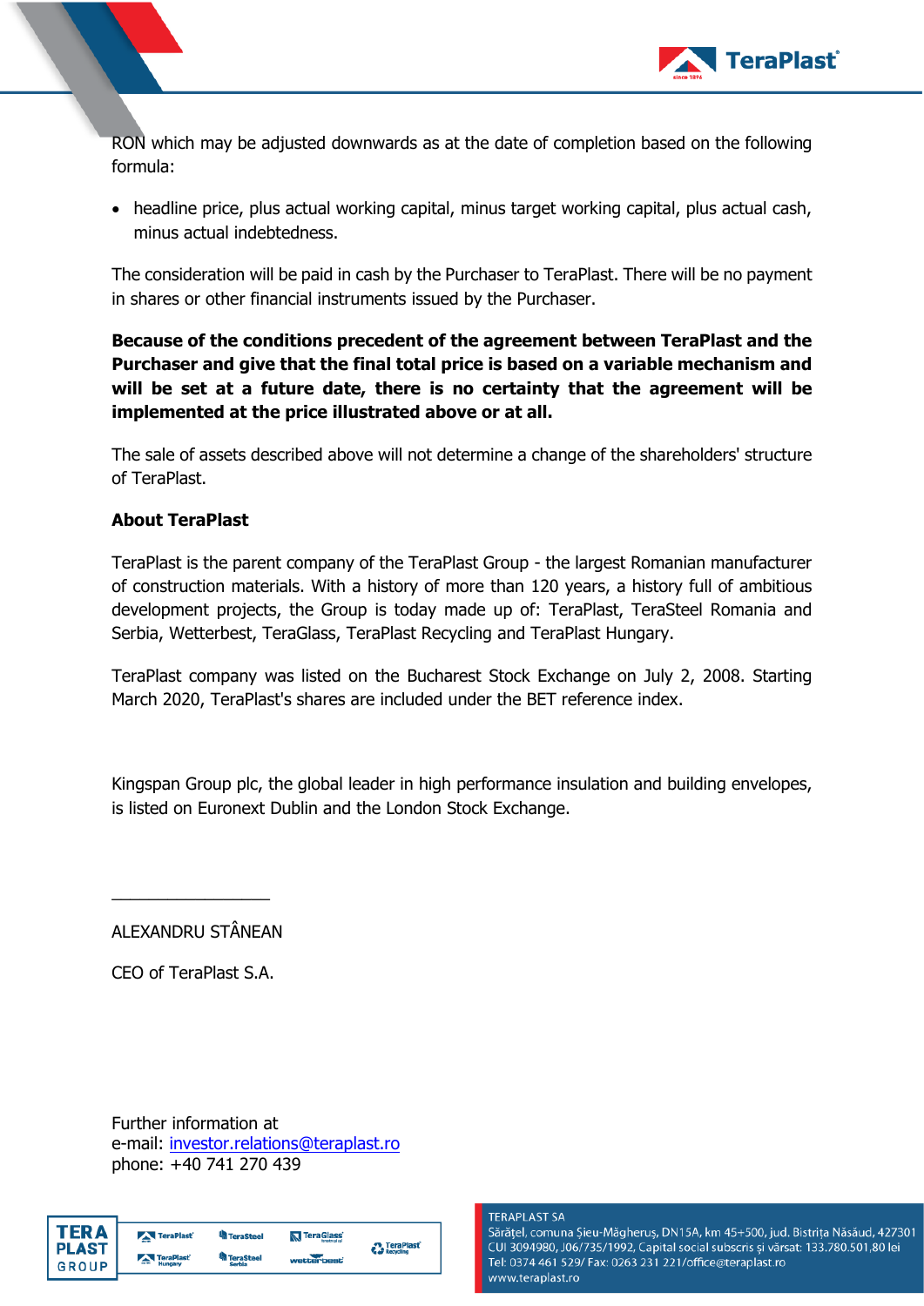RON which may be adjusted downwards as at the date of completion based on the following formula:

- headline price, plus actual working capital, minus target working capital, plus actual cash, minus actual indebtedness.

The consideration will be paid in cash by the Purchaser to TeraPlast. There will be no payment in shares or other financial instruments issued by the Purchaser.

**Because of the conditions precedent of the agreement between TeraPlast and the Purchaser and give that the final total price is based on a variable mechanism and will be set at a future date, there is no certainty that the agreement will be implemented at the price illustrated above or at all.**

The sale of assets described above will not determine a change of the shareholders' structure of TeraPlast.

**About TeraPlast**

TeraPlast is the parent company of the TeraPlast Group - the largest Romanian manufacturer of construction materials. With a history of more than 120 years, a history full of ambitious development projects, the Group is today made up of: TeraPlast, TeraSteel Romania and Serbia, Wetterbest, TeraGlass, TeraPlast Recycling and TeraPlast Hungary.

TeraPlast company was listed on the Bucharest Stock Exchange on July 2, 2008. Starting March 2020, TeraPlast's shares are included under the BET reference index.

Kingspan Group plc, the global leader in high performance insulation and building envelopes, is listed on Euronext Dublin and the London Stock Exchange.

\_\_\_\_\_\_\_\_\_\_\_\_\_\_\_\_\_\_

ALEXANDRU STÂNEAN

CEO of TeraPlast S.A.

Further information at
e-mail: investor.relations@teraplast.ro
phone: +40 741 270 439